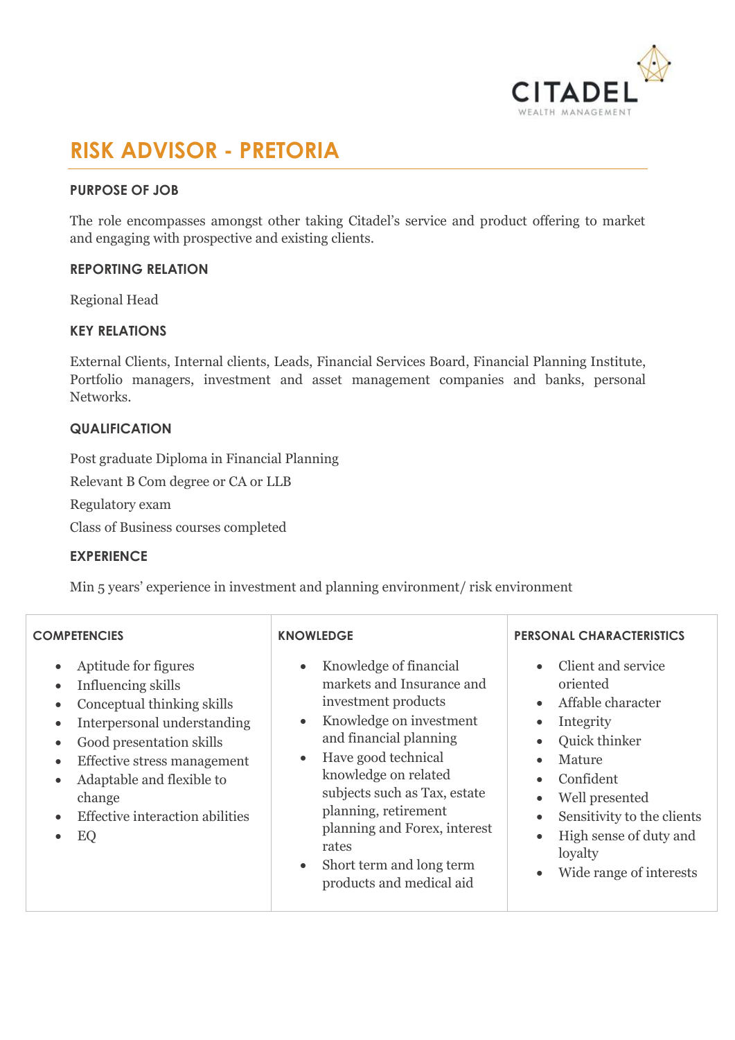CITADEL
WEALTH MANAGEMENT

# RISK ADVISOR - PRETORIA

## PURPOSE OF JOB

The role encompasses amongst other taking Citadel's service and product offering to market and engaging with prospective and existing clients.

## REPORTING RELATION

Regional Head

## KEY RELATIONS

External Clients, Internal clients, Leads, Financial Services Board, Financial Planning Institute, Portfolio managers, investment and asset management companies and banks, personal Networks.

## QUALIFICATION

Post graduate Diploma in Financial Planning

Relevant B Com degree or CA or LLB

Regulatory exam

Class of Business courses completed

## EXPERIENCE

Min 5 years' experience in investment and planning environment/ risk environment

| COMPETENCIES | KNOWLEDGE | PERSONAL CHARACTERISTICS |
| --- | --- | --- |
| • Aptitude for figures<br>• Influencing skills<br>• Conceptual thinking skills<br>• Interpersonal understanding<br>• Good presentation skills<br>• Effective stress management<br>• Adaptable and flexible to change<br>• Effective interaction abilities<br>• EQ | • Knowledge of financial markets and Insurance and investment products<br>• Knowledge on investment and financial planning<br>• Have good technical knowledge on related subjects such as Tax, estate planning, retirement planning and Forex, interest rates<br>• Short term and long term products and medical aid | • Client and service oriented<br>• Affable character<br>• Integrity<br>• Quick thinker<br>• Mature<br>• Confident<br>• Well presented<br>• Sensitivity to the clients<br>• High sense of duty and loyalty<br>• Wide range of interests |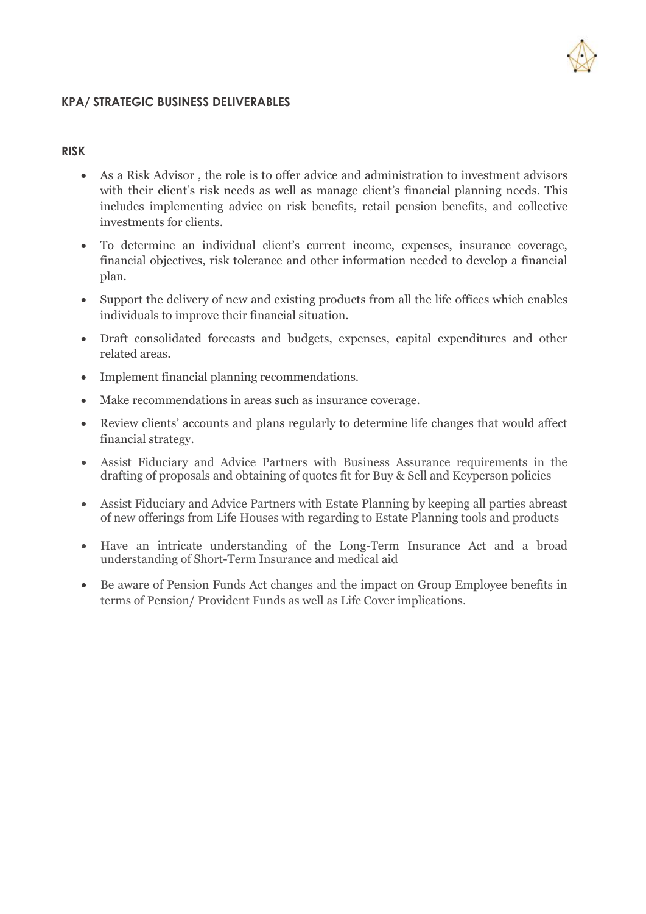## KPA/ STRATEGIC BUSINESS DELIVERABLES

### RISK

- As a Risk Advisor , the role is to offer advice and administration to investment advisors with their client's risk needs as well as manage client's financial planning needs. This includes implementing advice on risk benefits, retail pension benefits, and collective investments for clients.
- To determine an individual client's current income, expenses, insurance coverage, financial objectives, risk tolerance and other information needed to develop a financial plan.
- Support the delivery of new and existing products from all the life offices which enables individuals to improve their financial situation.
- Draft consolidated forecasts and budgets, expenses, capital expenditures and other related areas.
- Implement financial planning recommendations.
- Make recommendations in areas such as insurance coverage.
- Review clients' accounts and plans regularly to determine life changes that would affect financial strategy.
- Assist Fiduciary and Advice Partners with Business Assurance requirements in the drafting of proposals and obtaining of quotes fit for Buy & Sell and Keyperson policies
- Assist Fiduciary and Advice Partners with Estate Planning by keeping all parties abreast of new offerings from Life Houses with regarding to Estate Planning tools and products
- Have an intricate understanding of the Long-Term Insurance Act and a broad understanding of Short-Term Insurance and medical aid
- Be aware of Pension Funds Act changes and the impact on Group Employee benefits in terms of Pension/ Provident Funds as well as Life Cover implications.